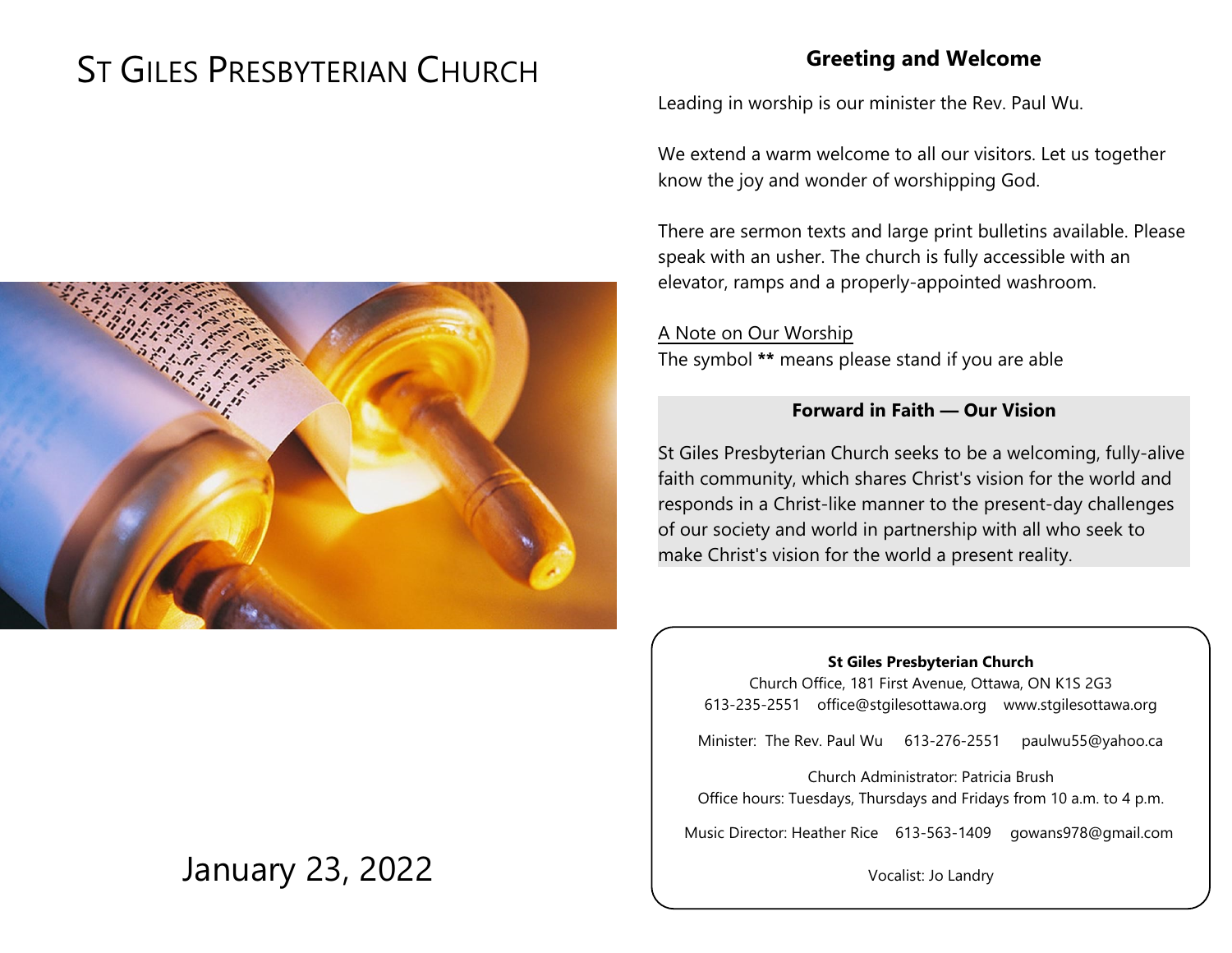# ST GILES PRESBYTERIAN CHURCH

January 23, 2022

## Greeting and Welcome

Leading in worship is our minister the Rev. Paul Wu.

We extend a warm welcome to all our visitors. Let us together know the joy and wonder of worshipping God.

There are sermon texts and large print bulletins available. Please speak with an usher. The church is fully accessible with an elevator, ramps and a properly-appointed washroom.

A Note on Our Worship
The symbol **\*\*** means please stand if you are able

### Forward in Faith — Our Vision

St Giles Presbyterian Church seeks to be a welcoming, fully-alive faith community, which shares Christ's vision for the world and responds in a Christ-like manner to the present-day challenges of our society and world in partnership with all who seek to make Christ's vision for the world a present reality.

**St Giles Presbyterian Church**
Church Office, 181 First Avenue, Ottawa, ON K1S 2G3
613-235-2551 office@stgilesottawa.org www.stgilesottawa.org

Minister: The Rev. Paul Wu 613-276-2551 paulwu55@yahoo.ca

Church Administrator: Patricia Brush
Office hours: Tuesdays, Thursdays and Fridays from 10 a.m. to 4 p.m.

Music Director: Heather Rice 613-563-1409 gowans978@gmail.com

Vocalist: Jo Landry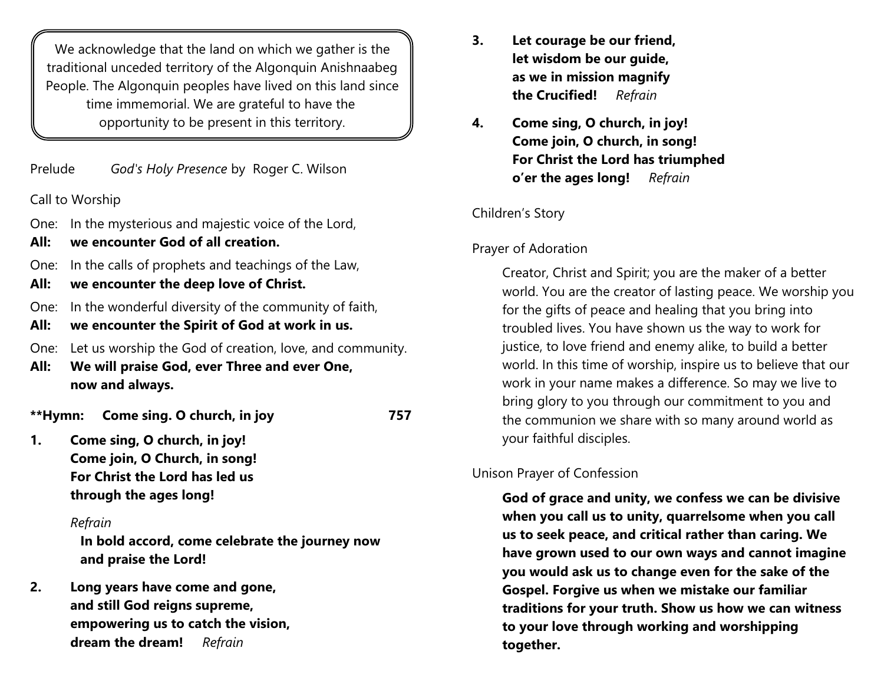We acknowledge that the land on which we gather is the traditional unceded territory of the Algonquin Anishnaabeg People. The Algonquin peoples have lived on this land since time immemorial. We are grateful to have the opportunity to be present in this territory.

Prelude *God's Holy Presence* by Roger C. Wilson

Call to Worship

One: In the mysterious and majestic voice of the Lord,
**All: we encounter God of all creation.**

One: In the calls of prophets and teachings of the Law,
**All: we encounter the deep love of Christ.**

One: In the wonderful diversity of the community of faith,
**All: we encounter the Spirit of God at work in us.**

One: Let us worship the God of creation, love, and community.
**All: We will praise God, ever Three and ever One, now and always.**

**\*\*Hymn: Come sing. O church, in joy 757**

**1. Come sing, O church, in joy!**
**Come join, O Church, in song!**
**For Christ the Lord has led us**
**through the ages long!**

*Refrain*
**In bold accord, come celebrate the journey now and praise the Lord!**

**2. Long years have come and gone,**
**and still God reigns supreme,**
**empowering us to catch the vision,**
**dream the dream!** *Refrain*

**3. Let courage be our friend,**
**let wisdom be our guide,**
**as we in mission magnify**
**the Crucified!** *Refrain*

**4. Come sing, O church, in joy!**
**Come join, O church, in song!**
**For Christ the Lord has triumphed**
**o'er the ages long!** *Refrain*

Children's Story

Prayer of Adoration

Creator, Christ and Spirit; you are the maker of a better world. You are the creator of lasting peace. We worship you for the gifts of peace and healing that you bring into troubled lives. You have shown us the way to work for justice, to love friend and enemy alike, to build a better world. In this time of worship, inspire us to believe that our work in your name makes a difference. So may we live to bring glory to you through our commitment to you and the communion we share with so many around world as your faithful disciples.

Unison Prayer of Confession

**God of grace and unity, we confess we can be divisive when you call us to unity, quarrelsome when you call us to seek peace, and critical rather than caring. We have grown used to our own ways and cannot imagine you would ask us to change even for the sake of the Gospel. Forgive us when we mistake our familiar traditions for your truth. Show us how we can witness to your love through working and worshipping together.**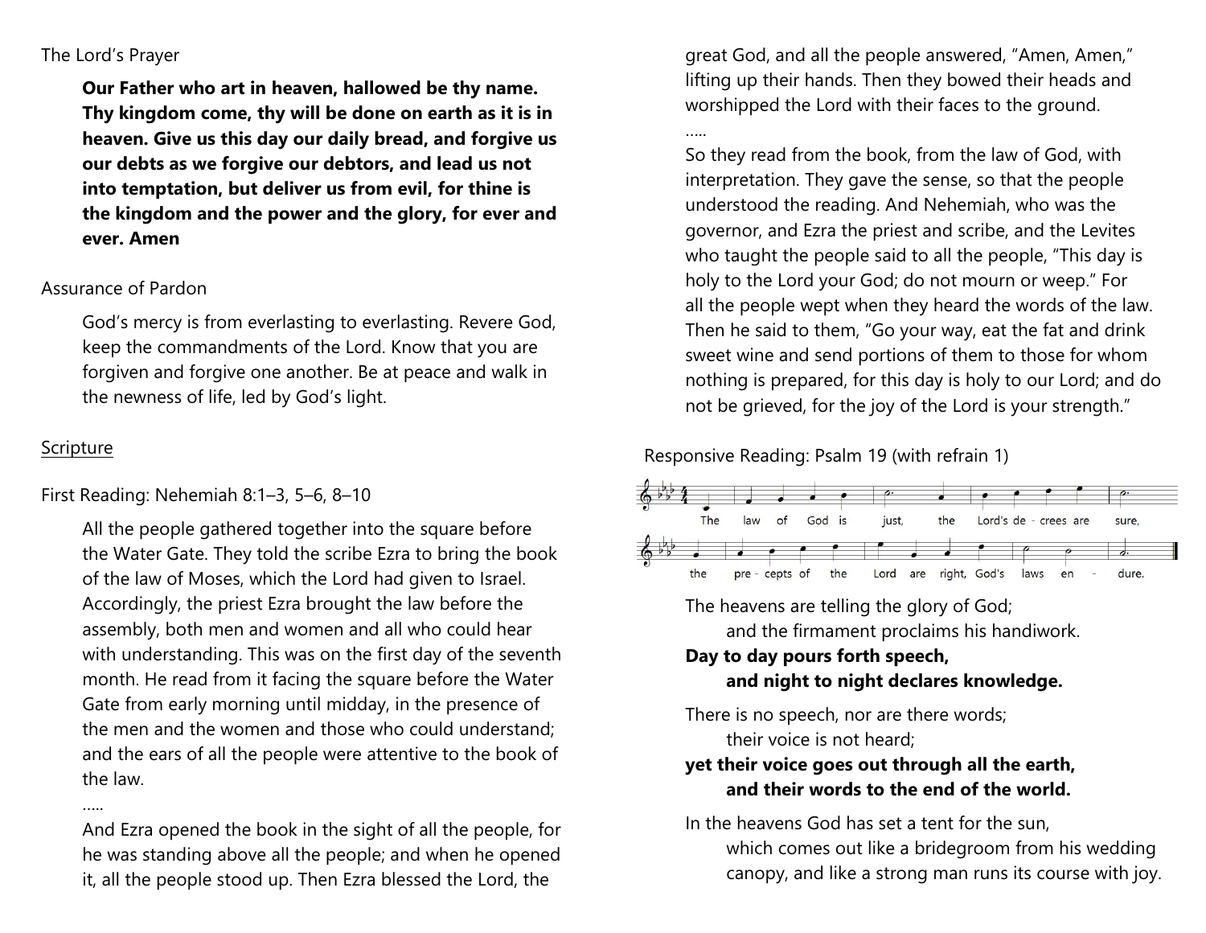The Lord's Prayer

**Our Father who art in heaven, hallowed be thy name. Thy kingdom come, thy will be done on earth as it is in heaven. Give us this day our daily bread, and forgive us our debts as we forgive our debtors, and lead us not into temptation, but deliver us from evil, for thine is the kingdom and the power and the glory, for ever and ever. Amen**

Assurance of Pardon

God's mercy is from everlasting to everlasting. Revere God, keep the commandments of the Lord. Know that you are forgiven and forgive one another. Be at peace and walk in the newness of life, led by God's light.

Scripture

First Reading: Nehemiah 8:1–3, 5–6, 8–10

All the people gathered together into the square before the Water Gate. They told the scribe Ezra to bring the book of the law of Moses, which the Lord had given to Israel. Accordingly, the priest Ezra brought the law before the assembly, both men and women and all who could hear with understanding. This was on the first day of the seventh month. He read from it facing the square before the Water Gate from early morning until midday, in the presence of the men and the women and those who could understand; and the ears of all the people were attentive to the book of the law.

.....

And Ezra opened the book in the sight of all the people, for he was standing above all the people; and when he opened it, all the people stood up. Then Ezra blessed the Lord, the great God, and all the people answered, "Amen, Amen," lifting up their hands. Then they bowed their heads and worshipped the Lord with their faces to the ground.

.....

So they read from the book, from the law of God, with interpretation. They gave the sense, so that the people understood the reading. And Nehemiah, who was the governor, and Ezra the priest and scribe, and the Levites who taught the people said to all the people, "This day is holy to the Lord your God; do not mourn or weep." For all the people wept when they heard the words of the law. Then he said to them, "Go your way, eat the fat and drink sweet wine and send portions of them to those for whom nothing is prepared, for this day is holy to our Lord; and do not be grieved, for the joy of the Lord is your strength."

Responsive Reading: Psalm 19 (with refrain 1)

The law of God is just, the Lord's de - crees are sure, the pre - cepts of the Lord are right, God's laws en - dure.

The heavens are telling the glory of God;
   and the firmament proclaims his handiwork.
**Day to day pours forth speech,**
   **and night to night declares knowledge.**

There is no speech, nor are there words;
   their voice is not heard;
**yet their voice goes out through all the earth,**
   **and their words to the end of the world.**

In the heavens God has set a tent for the sun,
   which comes out like a bridegroom from his wedding canopy, and like a strong man runs its course with joy.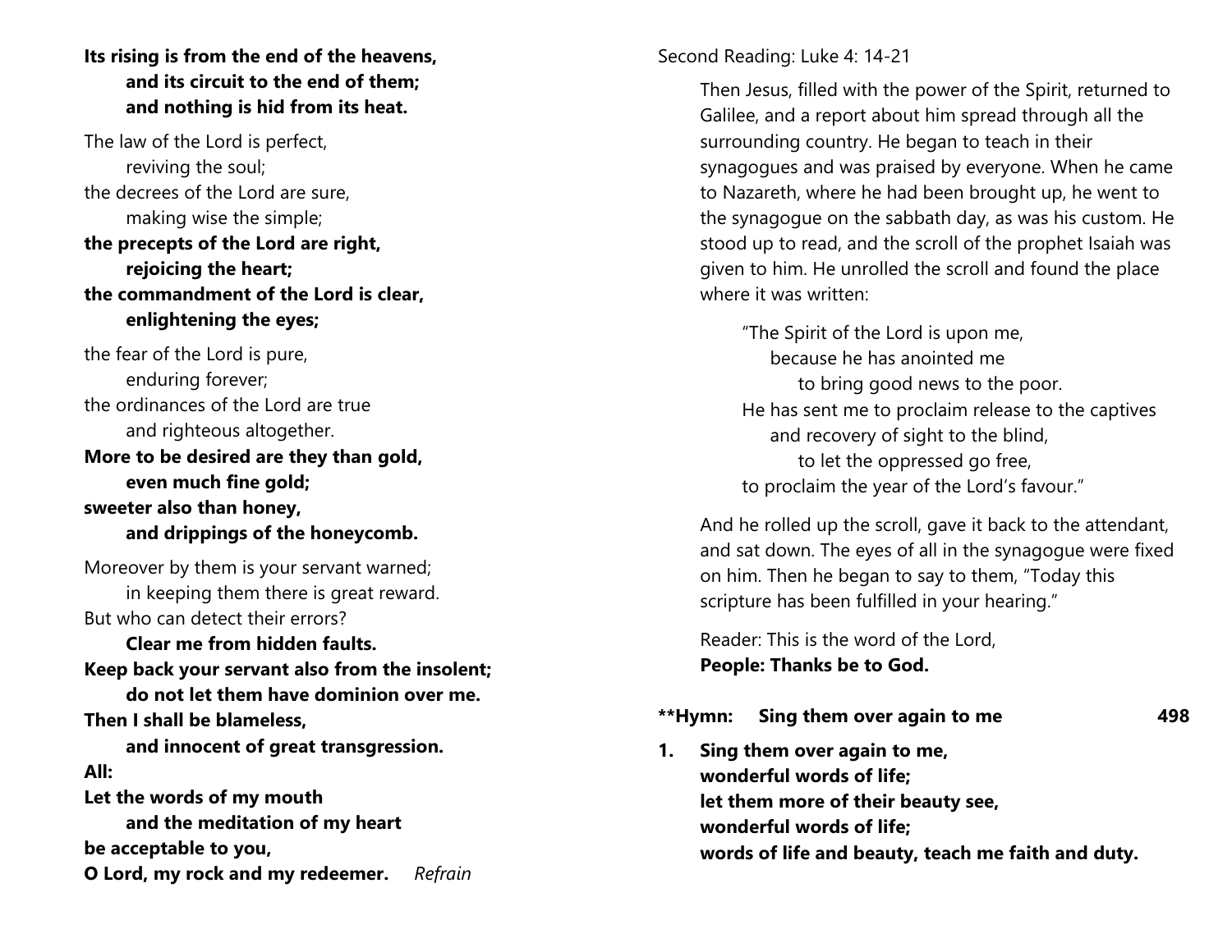**Its rising is from the end of the heavens,**
**and its circuit to the end of them;**
**and nothing is hid from its heat.**

The law of the Lord is perfect,
reviving the soul;
the decrees of the Lord are sure,
making wise the simple;
**the precepts of the Lord are right,**
**rejoicing the heart;**
**the commandment of the Lord is clear,**
**enlightening the eyes;**

the fear of the Lord is pure,
enduring forever;
the ordinances of the Lord are true
and righteous altogether.
**More to be desired are they than gold,**
**even much fine gold;**
**sweeter also than honey,**
**and drippings of the honeycomb.**

Moreover by them is your servant warned;
in keeping them there is great reward.
But who can detect their errors?
**Clear me from hidden faults.**
**Keep back your servant also from the insolent;**
**do not let them have dominion over me.**
**Then I shall be blameless,**
**and innocent of great transgression.**
**All:**
**Let the words of my mouth**
**and the meditation of my heart**
**be acceptable to you,**
**O Lord, my rock and my redeemer.** *Refrain*

Second Reading: Luke 4: 14-21

Then Jesus, filled with the power of the Spirit, returned to Galilee, and a report about him spread through all the surrounding country. He began to teach in their synagogues and was praised by everyone. When he came to Nazareth, where he had been brought up, he went to the synagogue on the sabbath day, as was his custom. He stood up to read, and the scroll of the prophet Isaiah was given to him. He unrolled the scroll and found the place where it was written:

"The Spirit of the Lord is upon me,
because he has anointed me
to bring good news to the poor.
He has sent me to proclaim release to the captives
and recovery of sight to the blind,
to let the oppressed go free,
to proclaim the year of the Lord's favour."

And he rolled up the scroll, gave it back to the attendant, and sat down. The eyes of all in the synagogue were fixed on him. Then he began to say to them, "Today this scripture has been fulfilled in your hearing."

Reader: This is the word of the Lord,
**People: Thanks be to God.**

**\*\*Hymn: Sing them over again to me 498**

**1. Sing them over again to me,**
**wonderful words of life;**
**let them more of their beauty see,**
**wonderful words of life;**
**words of life and beauty, teach me faith and duty.**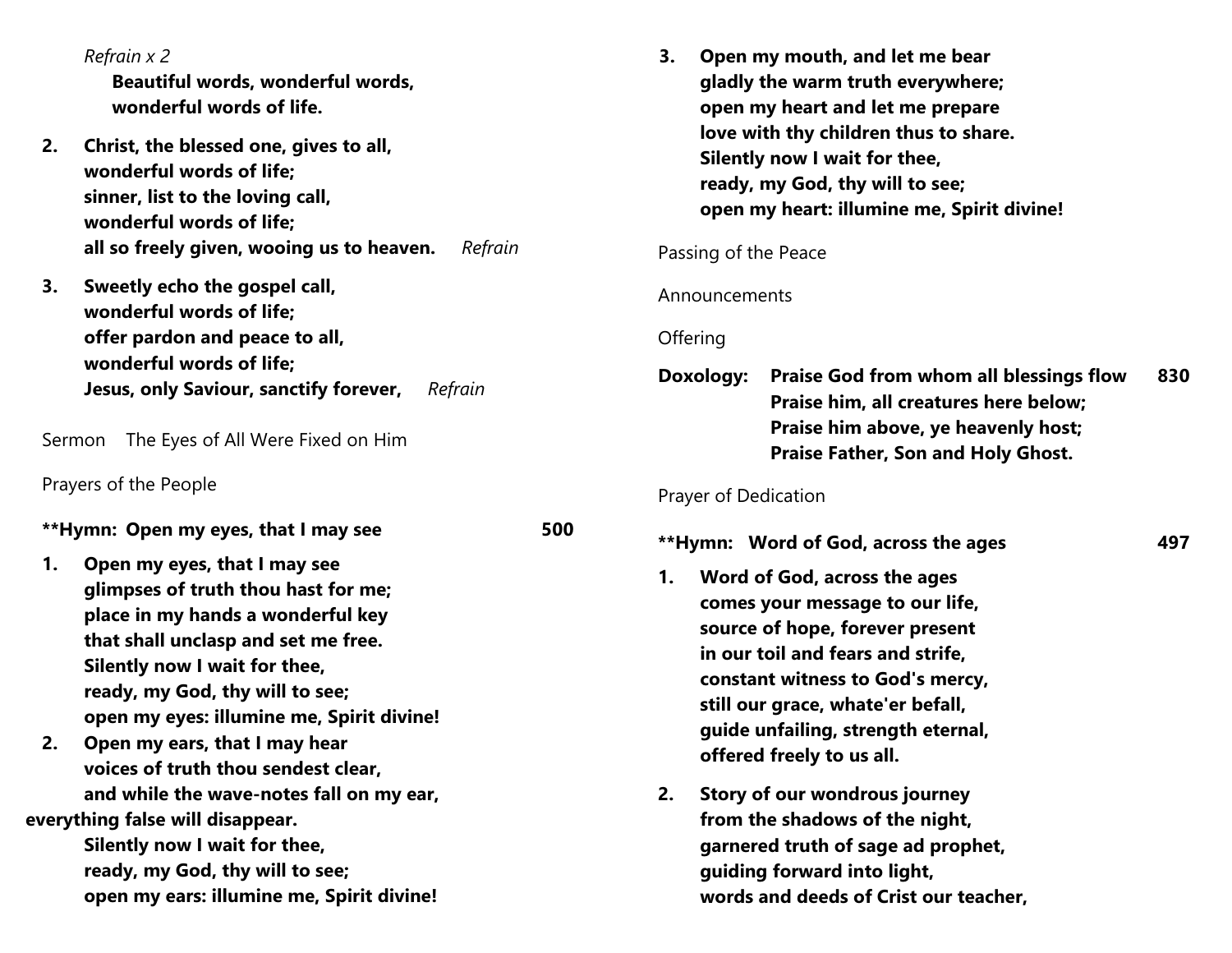*Refrain x 2*

**Beautiful words, wonderful words,**
**wonderful words of life.**

2. **Christ, the blessed one, gives to all,**
   **wonderful words of life;**
   **sinner, list to the loving call,**
   **wonderful words of life;**
   **all so freely given, wooing us to heaven.** *Refrain*

3. **Sweetly echo the gospel call,**
   **wonderful words of life;**
   **offer pardon and peace to all,**
   **wonderful words of life;**
   **Jesus, only Saviour, sanctify forever,** *Refrain*

Sermon The Eyes of All Were Fixed on Him

Prayers of the People

**\*\*Hymn: Open my eyes, that I may see 500**

1. **Open my eyes, that I may see**
   **glimpses of truth thou hast for me;**
   **place in my hands a wonderful key**
   **that shall unclasp and set me free.**
   **Silently now I wait for thee,**
   **ready, my God, thy will to see;**
   **open my eyes: illumine me, Spirit divine!**

2. **Open my ears, that I may hear**
   **voices of truth thou sendest clear,**
   **and while the wave-notes fall on my ear,**
   **everything false will disappear.**
   **Silently now I wait for thee,**
   **ready, my God, thy will to see;**
   **open my ears: illumine me, Spirit divine!**

3. **Open my mouth, and let me bear**
   **gladly the warm truth everywhere;**
   **open my heart and let me prepare**
   **love with thy children thus to share.**
   **Silently now I wait for thee,**
   **ready, my God, thy will to see;**
   **open my heart: illumine me, Spirit divine!**

Passing of the Peace

Announcements

Offering

**Doxology: Praise God from whom all blessings flow 830**
**Praise him, all creatures here below;**
**Praise him above, ye heavenly host;**
**Praise Father, Son and Holy Ghost.**

Prayer of Dedication

**\*\*Hymn: Word of God, across the ages 497**

1. **Word of God, across the ages**
   **comes your message to our life,**
   **source of hope, forever present**
   **in our toil and fears and strife,**
   **constant witness to God's mercy,**
   **still our grace, whate'er befall,**
   **guide unfailing, strength eternal,**
   **offered freely to us all.**

2. **Story of our wondrous journey**
   **from the shadows of the night,**
   **garnered truth of sage ad prophet,**
   **guiding forward into light,**
   **words and deeds of Crist our teacher,**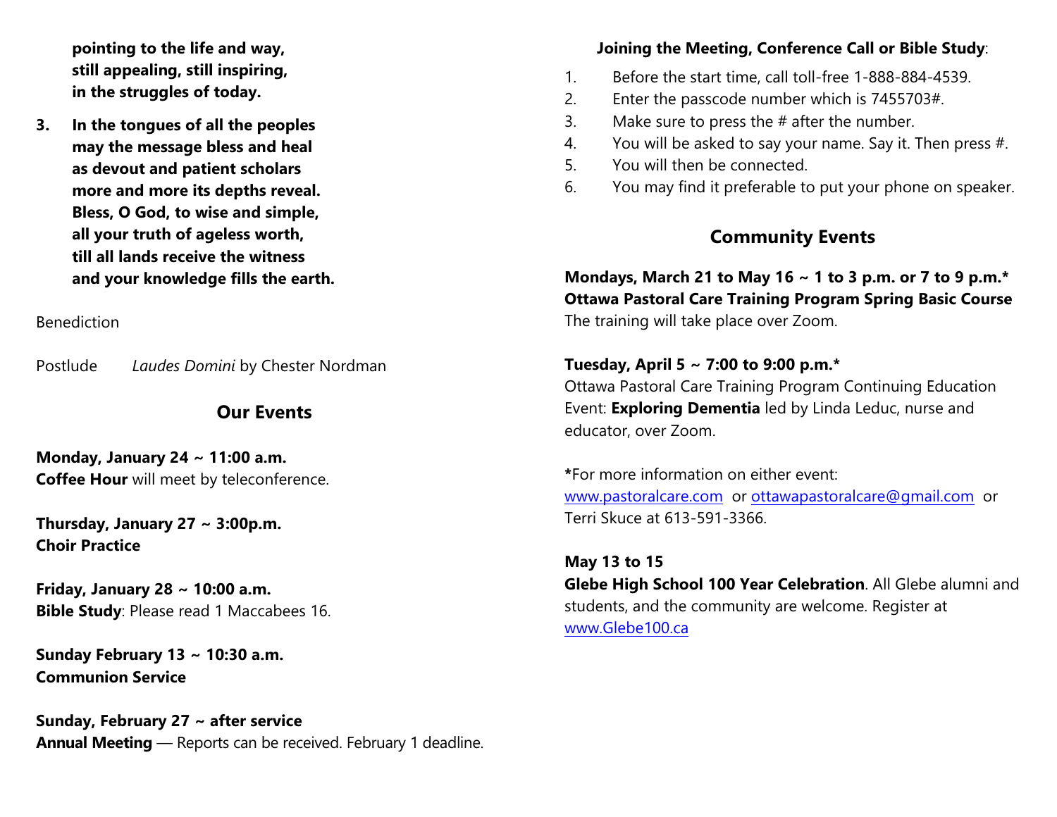**pointing to the life and way,**
**still appealing, still inspiring,**
**in the struggles of today.**

3. **In the tongues of all the peoples**
   **may the message bless and heal**
   **as devout and patient scholars**
   **more and more its depths reveal.**
   **Bless, O God, to wise and simple,**
   **all your truth of ageless worth,**
   **till all lands receive the witness**
   **and your knowledge fills the earth.**

Benediction

Postlude *Laudes Domini* by Chester Nordman

## Our Events

**Monday, January 24 ~ 11:00 a.m.**
**Coffee Hour** will meet by teleconference.

**Thursday, January 27 ~ 3:00p.m.**
**Choir Practice**

**Friday, January 28 ~ 10:00 a.m.**
**Bible Study**: Please read 1 Maccabees 16.

**Sunday February 13 ~ 10:30 a.m.**
**Communion Service**

**Sunday, February 27 ~ after service**
**Annual Meeting** — Reports can be received. February 1 deadline.

**Joining the Meeting, Conference Call or Bible Study**:

1. Before the start time, call toll-free 1-888-884-4539.
2. Enter the passcode number which is 7455703#.
3. Make sure to press the # after the number.
4. You will be asked to say your name. Say it. Then press #.
5. You will then be connected.
6. You may find it preferable to put your phone on speaker.

## Community Events

**Mondays, March 21 to May 16 ~ 1 to 3 p.m. or 7 to 9 p.m.***
**Ottawa Pastoral Care Training Program Spring Basic Course**
The training will take place over Zoom.

**Tuesday, April 5 ~ 7:00 to 9:00 p.m.***
Ottawa Pastoral Care Training Program Continuing Education Event: **Exploring Dementia** led by Linda Leduc, nurse and educator, over Zoom.

***For more information on either event:**
www.pastoralcare.com or ottawapastoralcare@gmail.com or Terri Skuce at 613-591-3366.

**May 13 to 15**
**Glebe High School 100 Year Celebration**. All Glebe alumni and students, and the community are welcome. Register at www.Glebe100.ca